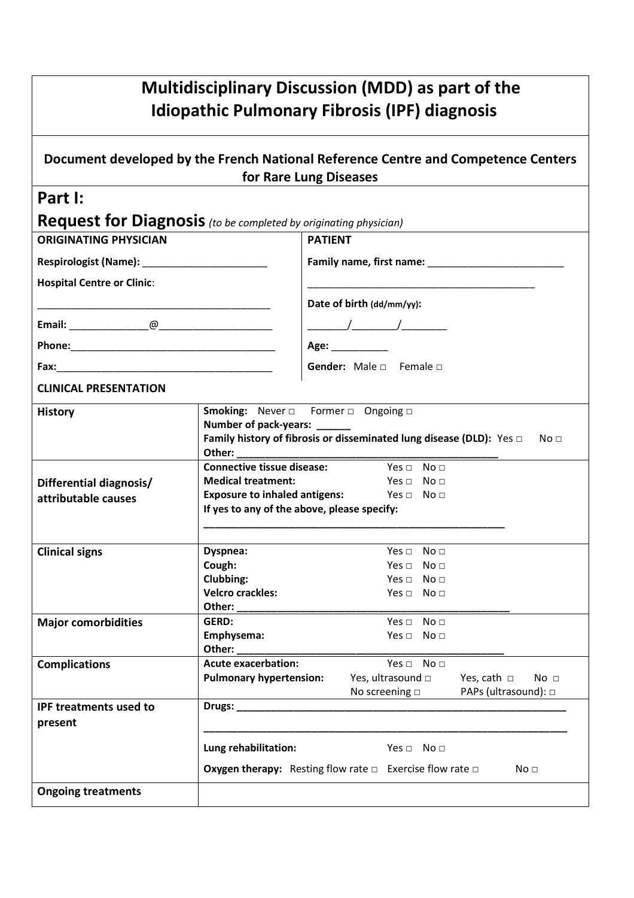# Multidisciplinary Discussion (MDD) as part of the Idiopathic Pulmonary Fibrosis (IPF) diagnosis

**Document developed by the French National Reference Centre and Competence Centers for Rare Lung Diseases**

## Part I:
## Request for Diagnosis *(to be completed by originating physician)*

| ORIGINATING PHYSICIAN | PATIENT |
|---|---|
| **Respirologist (Name):** ______________________ | **Family name, first name:** ________________________ |
| **Hospital Centre or Clinic:** | ________________________________________ |
| ________________________________________ | **Date of birth (dd/mm/yy):** |
| **Email:** ______________@____________________ | _______/________/________ |
| **Phone:**____________________________________ | **Age:** __________ |
| **Fax:**______________________________________ | **Gender:** Male □ Female □ |

**CLINICAL PRESENTATION**

| | |
|---|---|
| **History** | **Smoking:** Never □ Former □ Ongoing □<br>**Number of pack-years:** ______<br>**Family history of fibrosis or disseminated lung disease (DLD):** Yes □ No □<br>**Other:** ______________________________________________ |
| **Differential diagnosis/ attributable causes** | **Connective tissue disease:** Yes □ No □<br>**Medical treatment:** Yes □ No □<br>**Exposure to inhaled antigens:** Yes □ No □<br>**If yes to any of the above, please specify:**<br>______________________________________________________ |
| **Clinical signs** | **Dyspnea:** Yes □ No □<br>**Cough:** Yes □ No □<br>**Clubbing:** Yes □ No □<br>**Velcro crackles:** Yes □ No □<br>**Other:** ________________________________________________ |
| **Major comorbidities** | **GERD:** Yes □ No □<br>**Emphysema:** Yes □ No □<br>**Other:** _______________________________________________ |
| **Complications** | **Acute exacerbation:** Yes □ No □<br>**Pulmonary hypertension:** Yes, ultrasound □ Yes, cath □ No □<br>No screening □ PAPs (ultrasound): □ |
| **IPF treatments used to present** | **Drugs:** ____________________________________________________________<br>________________________________________________________________<br>**Lung rehabilitation:** Yes □ No □<br>**Oxygen therapy:** Resting flow rate □ Exercise flow rate □ No □ |
| **Ongoing treatments** | |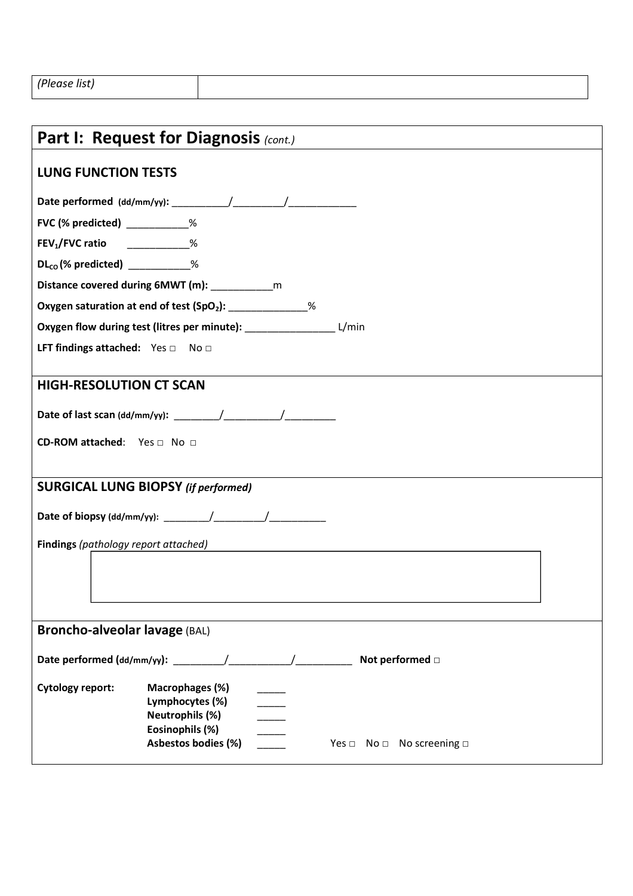| *(Please list)* | |
|---|---|

## Part I: Request for Diagnosis *(cont.)*

### LUNG FUNCTION TESTS

**Date performed (dd/mm/yy):** __________/_________/____________

**FVC (% predicted)** ___________%

**$FEV_1$/FVC ratio** ___________%

**$DL_{CO}$ (% predicted)** ___________%

**Distance covered during 6MWT (m):** ___________m

**Oxygen saturation at end of test ($SpO_2$):** ______________%

**Oxygen flow during test (litres per minute):** ________________ L/min

**LFT findings attached:** Yes □ No □

### HIGH-RESOLUTION CT SCAN

**Date of last scan (dd/mm/yy):** ________/__________/_________

**CD-ROM attached**: Yes □ No □

### SURGICAL LUNG BIOPSY *(if performed)*

**Date of biopsy (dd/mm/yy):** ________/_________/__________

**Findings** *(pathology report attached)*

| |
|---|
| |

### Broncho-alveolar lavage (BAL)

**Date performed (dd/mm/yy):** _________/___________/__________ **Not performed □**

**Cytology report:**

- **Macrophages (%)** _____
- **Lymphocytes (%)** _____
- **Neutrophils (%)** _____
- **Eosinophils (%)** _____
- **Asbestos bodies (%)** _____ Yes □ No □ No screening □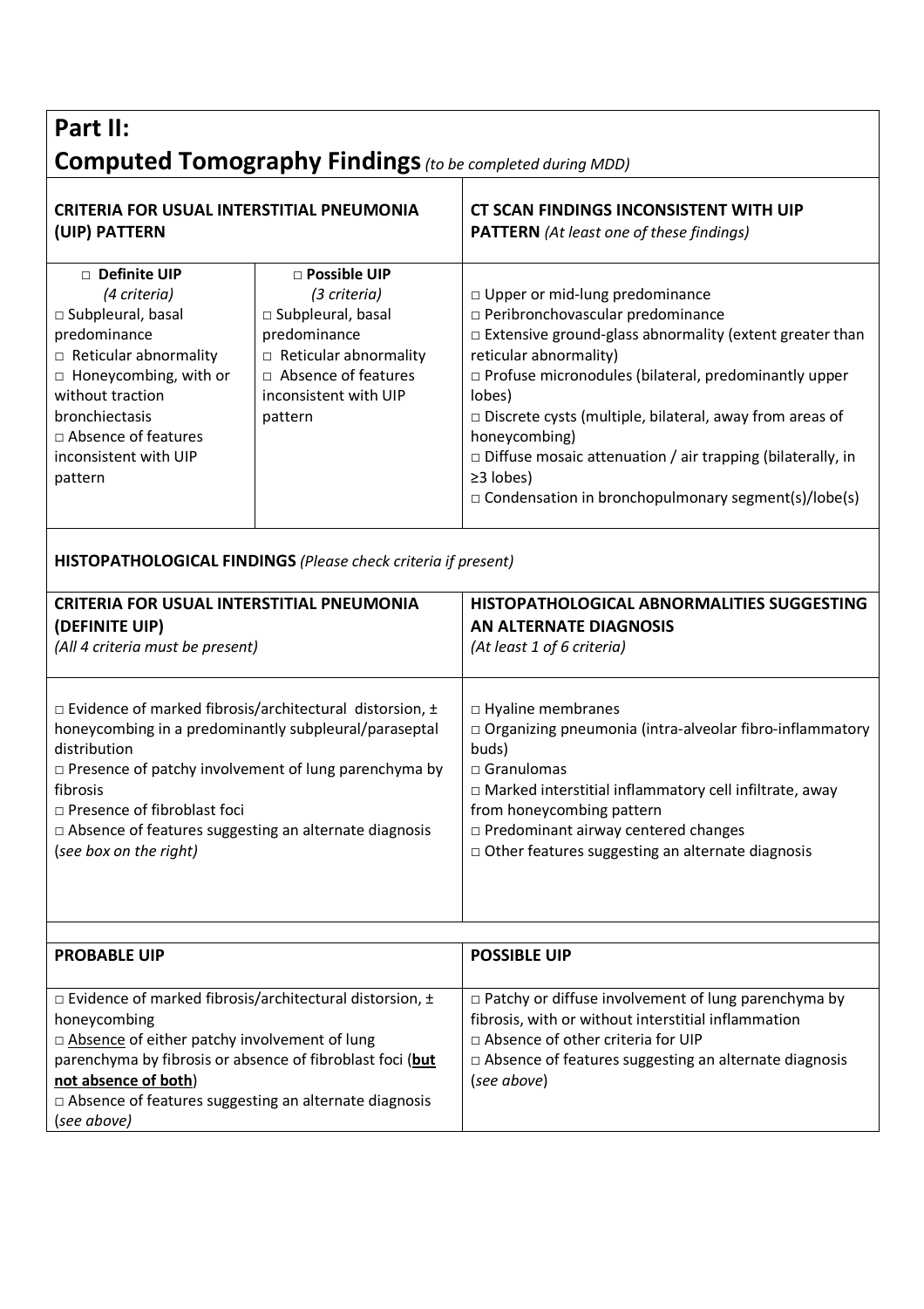## Part II:

## Computed Tomography Findings *(to be completed during MDD)*

| CRITERIA FOR USUAL INTERSTITIAL PNEUMONIA (UIP) PATTERN | | CT SCAN FINDINGS INCONSISTENT WITH UIP PATTERN *(At least one of these findings)* |
|---|---|---|
| □ **Definite UIP**<br>*(4 criteria)*<br>□ Subpleural, basal predominance<br>□ Reticular abnormality<br>□ Honeycombing, with or without traction bronchiectasis<br>□ Absence of features inconsistent with UIP pattern | □ **Possible UIP**<br>*(3 criteria)*<br>□ Subpleural, basal predominance<br>□ Reticular abnormality<br>□ Absence of features inconsistent with UIP pattern | □ Upper or mid-lung predominance<br>□ Peribronchovascular predominance<br>□ Extensive ground-glass abnormality (extent greater than reticular abnormality)<br>□ Profuse micronodules (bilateral, predominantly upper lobes)<br>□ Discrete cysts (multiple, bilateral, away from areas of honeycombing)<br>□ Diffuse mosaic attenuation / air trapping (bilaterally, in ≥3 lobes)<br>□ Condensation in bronchopulmonary segment(s)/lobe(s) |

**HISTOPATHOLOGICAL FINDINGS** *(Please check criteria if present)*

| CRITERIA FOR USUAL INTERSTITIAL PNEUMONIA (DEFINITE UIP)<br>*(All 4 criteria must be present)* | HISTOPATHOLOGICAL ABNORMALITIES SUGGESTING AN ALTERNATE DIAGNOSIS<br>*(At least 1 of 6 criteria)* |
|---|---|
| □ Evidence of marked fibrosis/architectural distortion, ± honeycombing in a predominantly subpleural/paraseptal distribution<br>□ Presence of patchy involvement of lung parenchyma by fibrosis<br>□ Presence of fibroblast foci<br>□ Absence of features suggesting an alternate diagnosis (*see box on the right*) | □ Hyaline membranes<br>□ Organizing pneumonia (intra-alveolar fibro-inflammatory buds)<br>□ Granulomas<br>□ Marked interstitial inflammatory cell infiltrate, away from honeycombing pattern<br>□ Predominant airway centered changes<br>□ Other features suggesting an alternate diagnosis |

| PROBABLE UIP | POSSIBLE UIP |
|---|---|
| □ Evidence of marked fibrosis/architectural distortion, ± honeycombing<br>□ Absence of either patchy involvement of lung parenchyma by fibrosis or absence of fibroblast foci (**but not absence of both**)<br>□ Absence of features suggesting an alternate diagnosis (*see above*) | □ Patchy or diffuse involvement of lung parenchyma by fibrosis, with or without interstitial inflammation<br>□ Absence of other criteria for UIP<br>□ Absence of features suggesting an alternate diagnosis (*see above*) |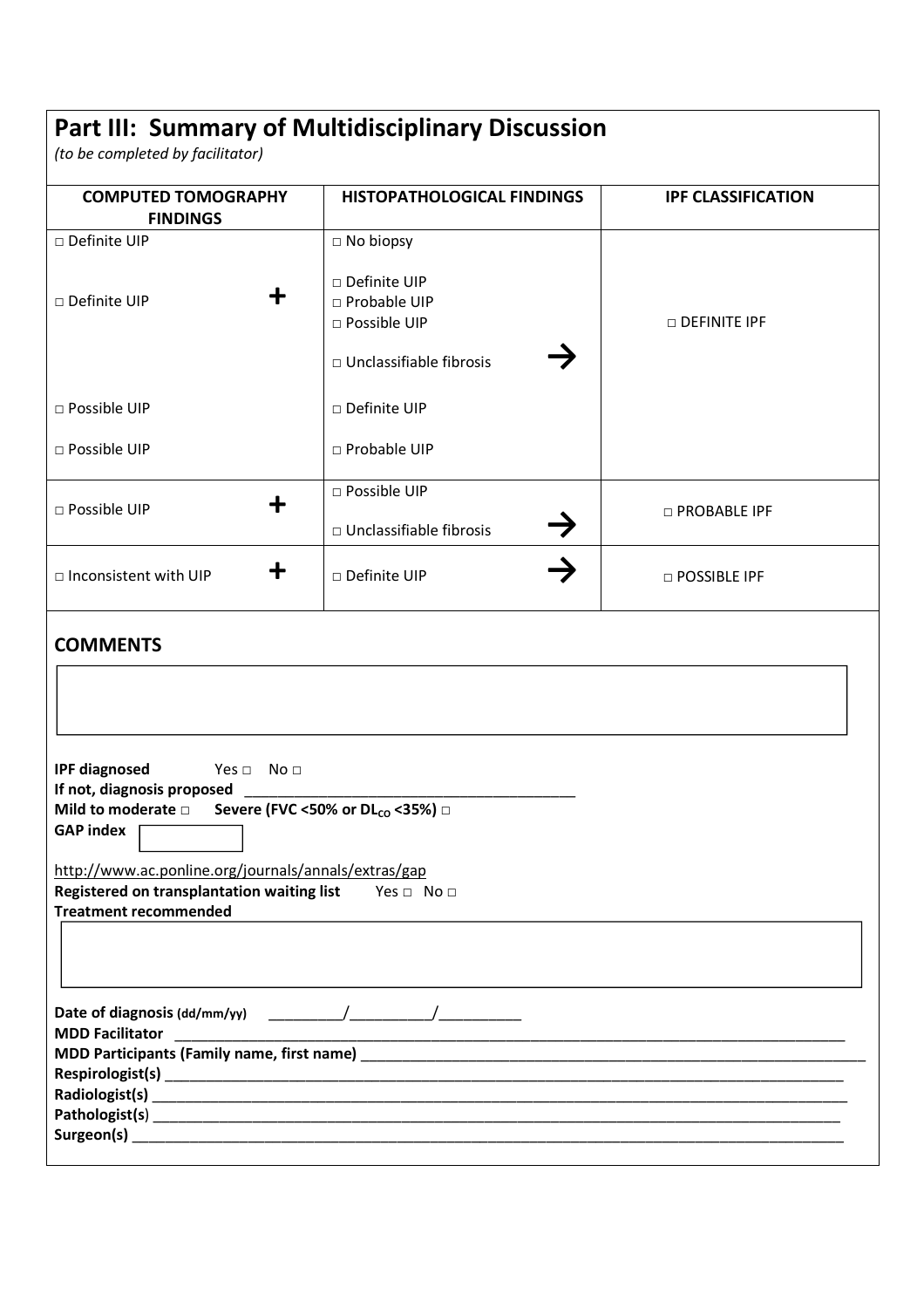# Part III: Summary of Multidisciplinary Discussion

*(to be completed by facilitator)*

| COMPUTED TOMOGRAPHY FINDINGS | | HISTOPATHOLOGICAL FINDINGS | | IPF CLASSIFICATION |
|---|---|---|---|---|
| □ Definite UIP | | □ No biopsy | | |
| □ Definite UIP | + | □ Definite UIP<br>□ Probable UIP<br>□ Possible UIP<br>□ Unclassifiable fibrosis | → | □ DEFINITE IPF |
| □ Possible UIP | | □ Definite UIP | | |
| □ Possible UIP | | □ Probable UIP | | |
| □ Possible UIP | + | □ Possible UIP<br>□ Unclassifiable fibrosis | → | □ PROBABLE IPF |
| □ Inconsistent with UIP | + | □ Definite UIP | → | □ POSSIBLE IPF |

## COMMENTS

**IPF diagnosed** Yes □ No □

**If not, diagnosis proposed** ________________________________________

**Mild to moderate** □ **Severe (FVC <50% or $DL_{CO}$ <35%)** □

**GAP index**

http://www.ac.ponline.org/journals/annals/extras/gap

**Registered on transplantation waiting list** Yes □ No □

**Treatment recommended**

**Date of diagnosis (dd/mm/yy)** _________/_________/_________

**MDD Facilitator** ________________________________________

**MDD Participants (Family name, first name)** ________________________________________

**Respirologist(s)** ________________________________________

**Radiologist(s)** ________________________________________

**Pathologist(s)** ________________________________________

**Surgeon(s)** ________________________________________